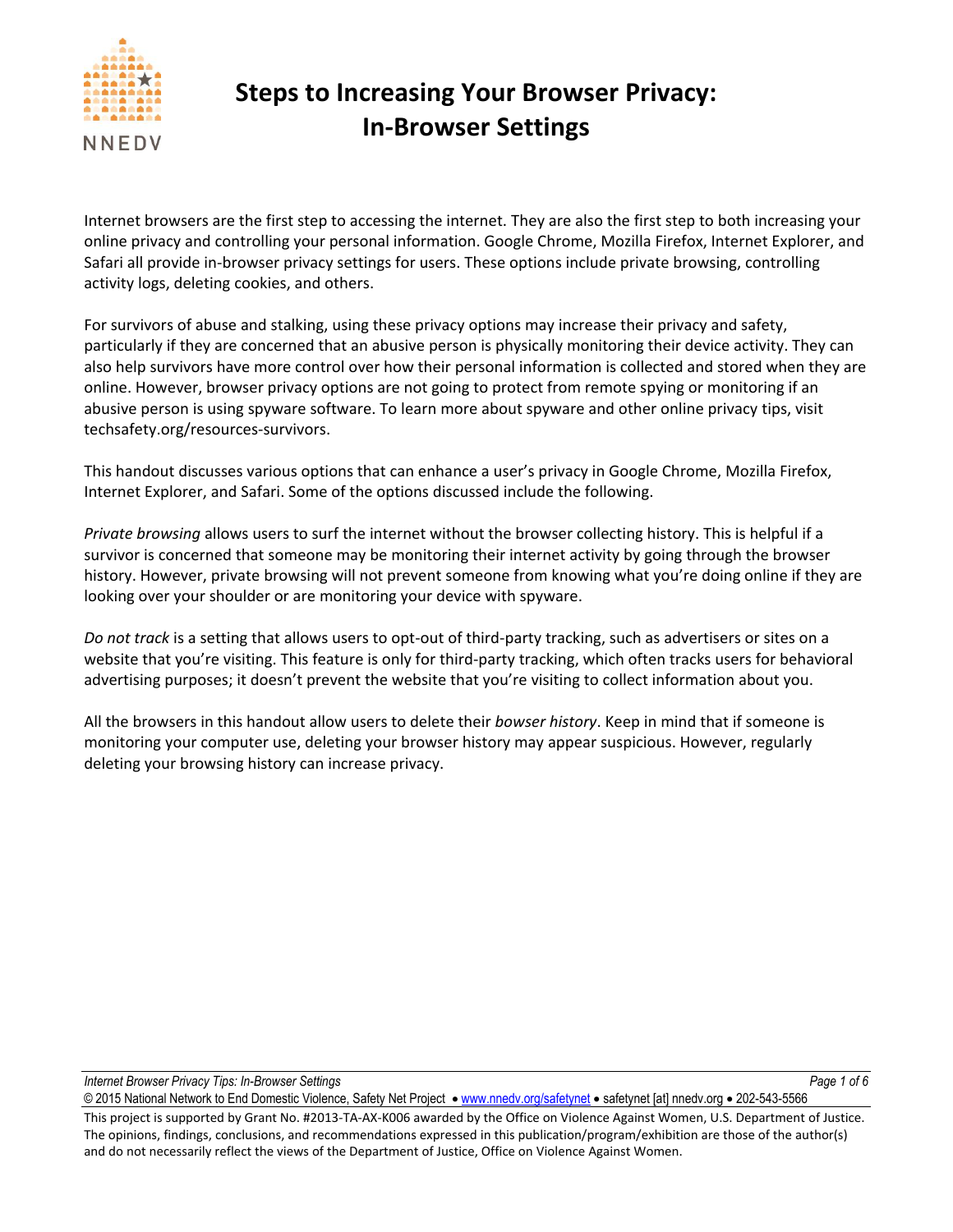NNEDV

# Steps to Increasing Your Browser Privacy: In-Browser Settings

Internet browsers are the first step to accessing the internet. They are also the first step to both increasing your online privacy and controlling your personal information. Google Chrome, Mozilla Firefox, Internet Explorer, and Safari all provide in-browser privacy settings for users. These options include private browsing, controlling activity logs, deleting cookies, and others.

For survivors of abuse and stalking, using these privacy options may increase their privacy and safety, particularly if they are concerned that an abusive person is physically monitoring their device activity. They can also help survivors have more control over how their personal information is collected and stored when they are online. However, browser privacy options are not going to protect from remote spying or monitoring if an abusive person is using spyware software. To learn more about spyware and other online privacy tips, visit techsafety.org/resources-survivors.

This handout discusses various options that can enhance a user's privacy in Google Chrome, Mozilla Firefox, Internet Explorer, and Safari. Some of the options discussed include the following.

*Private browsing* allows users to surf the internet without the browser collecting history. This is helpful if a survivor is concerned that someone may be monitoring their internet activity by going through the browser history. However, private browsing will not prevent someone from knowing what you're doing online if they are looking over your shoulder or are monitoring your device with spyware.

*Do not track* is a setting that allows users to opt-out of third-party tracking, such as advertisers or sites on a website that you're visiting. This feature is only for third-party tracking, which often tracks users for behavioral advertising purposes; it doesn't prevent the website that you're visiting to collect information about you.

All the browsers in this handout allow users to delete their *bowser history*. Keep in mind that if someone is monitoring your computer use, deleting your browser history may appear suspicious. However, regularly deleting your browsing history can increase privacy.

© 2015 National Network to End Domestic Violence, Safety Net Project • www.nnedv.org/safetynet • safetynet [at] nnedv.org • 202-543-5566

This project is supported by Grant No. #2013-TA-AX-K006 awarded by the Office on Violence Against Women, U.S. Department of Justice. The opinions, findings, conclusions, and recommendations expressed in this publication/program/exhibition are those of the author(s) and do not necessarily reflect the views of the Department of Justice, Office on Violence Against Women.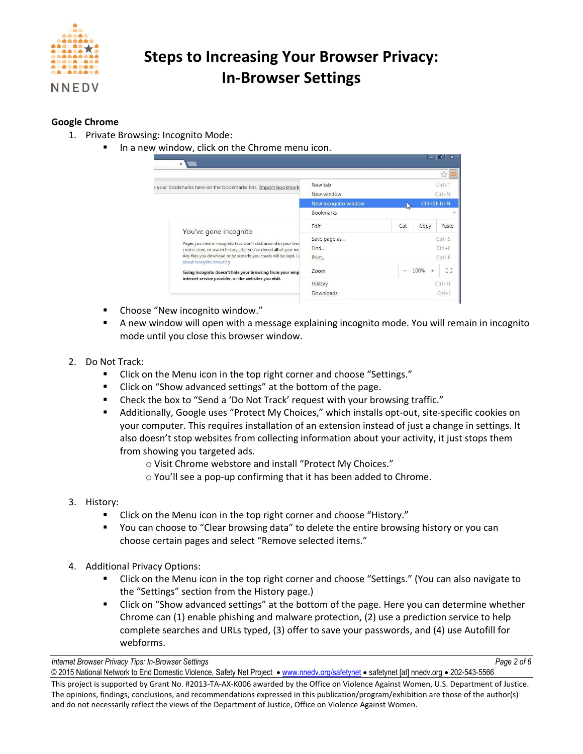# Steps to Increasing Your Browser Privacy: In-Browser Settings

## Google Chrome

1. Private Browsing: Incognito Mode:
   - In a new window, click on the Chrome menu icon.
   - Choose "New incognito window."
   - A new window will open with a message explaining incognito mode. You will remain in incognito mode until you close this browser window.

2. Do Not Track:
   - Click on the Menu icon in the top right corner and choose "Settings."
   - Click on "Show advanced settings" at the bottom of the page.
   - Check the box to "Send a 'Do Not Track' request with your browsing traffic."
   - Additionally, Google uses "Protect My Choices," which installs opt-out, site-specific cookies on your computer. This requires installation of an extension instead of just a change in settings. It also doesn't stop websites from collecting information about your activity, it just stops them from showing you targeted ads.
     - Visit Chrome webstore and install "Protect My Choices."
     - You'll see a pop-up confirming that it has been added to Chrome.

3. History:
   - Click on the Menu icon in the top right corner and choose "History."
   - You can choose to "Clear browsing data" to delete the entire browsing history or you can choose certain pages and select "Remove selected items."

4. Additional Privacy Options:
   - Click on the Menu icon in the top right corner and choose "Settings." (You can also navigate to the "Settings" section from the History page.)
   - Click on "Show advanced settings" at the bottom of the page. Here you can determine whether Chrome can (1) enable phishing and malware protection, (2) use a prediction service to help complete searches and URLs typed, (3) offer to save your passwords, and (4) use Autofill for webforms.

*Internet Browser Privacy Tips: In-Browser Settings*

© 2015 National Network to End Domestic Violence, Safety Net Project • www.nnedv.org/safetynet • safetynet [at] nnedv.org • 202-543-5566

This project is supported by Grant No. #2013-TA-AX-K006 awarded by the Office on Violence Against Women, U.S. Department of Justice. The opinions, findings, conclusions, and recommendations expressed in this publication/program/exhibition are those of the author(s) and do not necessarily reflect the views of the Department of Justice, Office on Violence Against Women.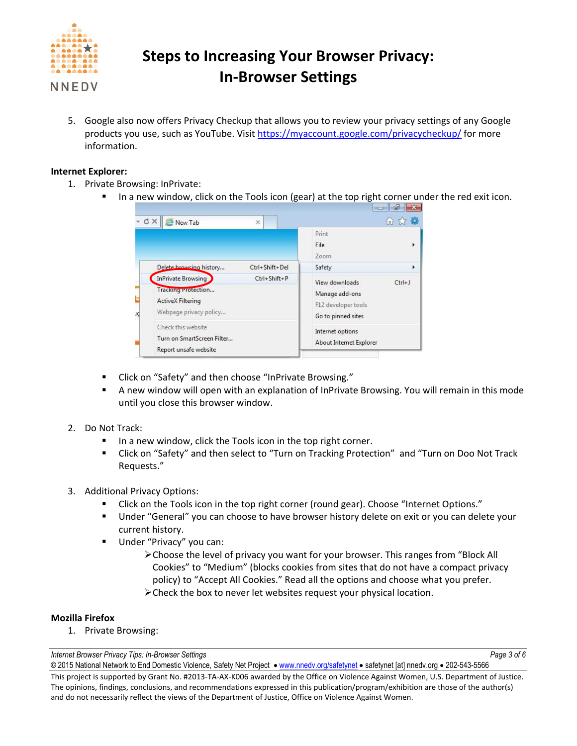# Steps to Increasing Your Browser Privacy: In-Browser Settings

5. Google also now offers Privacy Checkup that allows you to review your privacy settings of any Google products you use, such as YouTube. Visit https://myaccount.google.com/privacycheckup/ for more information.

**Internet Explorer:**

1. Private Browsing: InPrivate:
   - In a new window, click on the Tools icon (gear) at the top right corner under the red exit icon.
   - Click on "Safety" and then choose "InPrivate Browsing."
   - A new window will open with an explanation of InPrivate Browsing. You will remain in this mode until you close this browser window.

2. Do Not Track:
   - In a new window, click the Tools icon in the top right corner.
   - Click on "Safety" and then select to "Turn on Tracking Protection" and "Turn on Doo Not Track Requests."

3. Additional Privacy Options:
   - Click on the Tools icon in the top right corner (round gear). Choose "Internet Options."
   - Under "General" you can choose to have browser history delete on exit or you can delete your current history.
   - Under "Privacy" you can:
     - Choose the level of privacy you want for your browser. This ranges from "Block All Cookies" to "Medium" (blocks cookies from sites that do not have a compact privacy policy) to "Accept All Cookies." Read all the options and choose what you prefer.
     - Check the box to never let websites request your physical location.

**Mozilla Firefox**

1. Private Browsing:

*Internet Browser Privacy Tips: In-Browser Settings*

© 2015 National Network to End Domestic Violence, Safety Net Project • www.nnedv.org/safetynet • safetynet [at] nnedv.org • 202-543-5566

This project is supported by Grant No. #2013-TA-AX-K006 awarded by the Office on Violence Against Women, U.S. Department of Justice. The opinions, findings, conclusions, and recommendations expressed in this publication/program/exhibition are those of the author(s) and do not necessarily reflect the views of the Department of Justice, Office on Violence Against Women.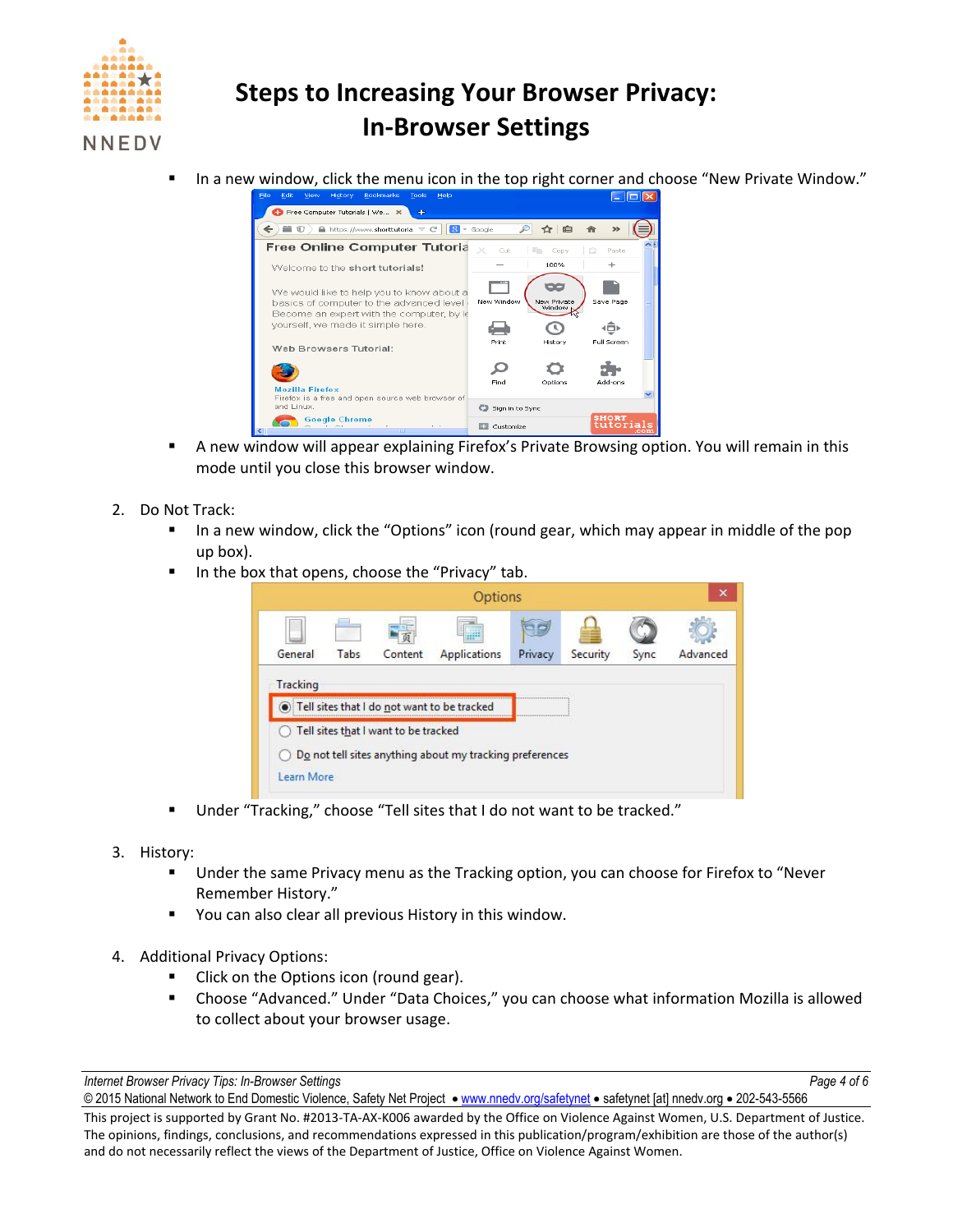# Steps to Increasing Your Browser Privacy: In-Browser Settings

- In a new window, click the menu icon in the top right corner and choose "New Private Window."
- A new window will appear explaining Firefox's Private Browsing option. You will remain in this mode until you close this browser window.

2. Do Not Track:
   - In a new window, click the "Options" icon (round gear, which may appear in middle of the pop up box).
   - In the box that opens, choose the "Privacy" tab.
   - Under "Tracking," choose "Tell sites that I do not want to be tracked."

3. History:
   - Under the same Privacy menu as the Tracking option, you can choose for Firefox to "Never Remember History."
   - You can also clear all previous History in this window.

4. Additional Privacy Options:
   - Click on the Options icon (round gear).
   - Choose "Advanced." Under "Data Choices," you can choose what information Mozilla is allowed to collect about your browser usage.

© 2015 National Network to End Domestic Violence, Safety Net Project • www.nnedv.org/safetynet • safetynet [at] nnedv.org • 202-543-5566

This project is supported by Grant No. #2013-TA-AX-K006 awarded by the Office on Violence Against Women, U.S. Department of Justice. The opinions, findings, conclusions, and recommendations expressed in this publication/program/exhibition are those of the author(s) and do not necessarily reflect the views of the Department of Justice, Office on Violence Against Women.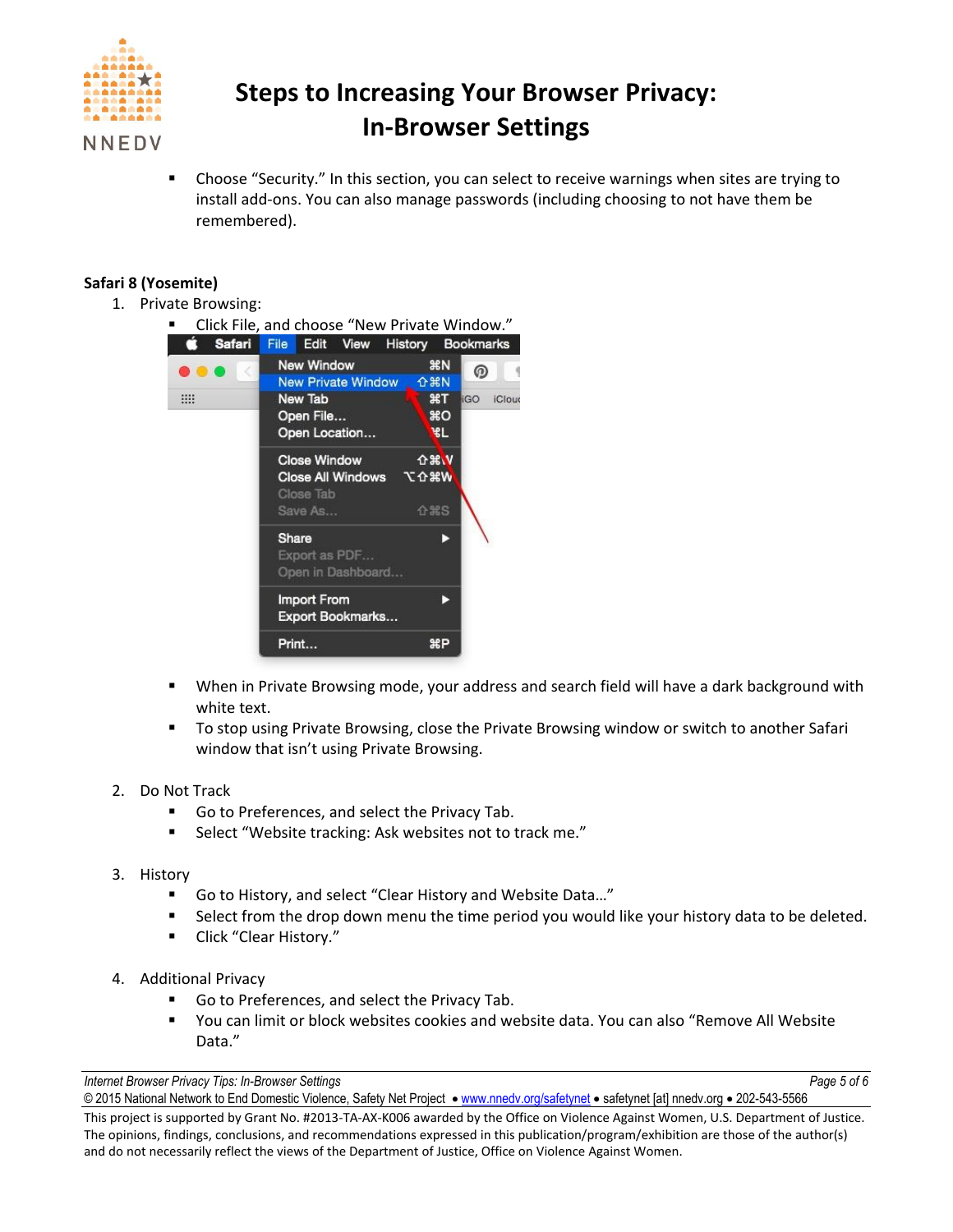- Choose "Security." In this section, you can select to receive warnings when sites are trying to install add-ons. You can also manage passwords (including choosing to not have them be remembered).

**Safari 8 (Yosemite)**

1. Private Browsing:
   - Click File, and choose "New Private Window."
   - When in Private Browsing mode, your address and search field will have a dark background with white text.
   - To stop using Private Browsing, close the Private Browsing window or switch to another Safari window that isn't using Private Browsing.

2. Do Not Track
   - Go to Preferences, and select the Privacy Tab.
   - Select "Website tracking: Ask websites not to track me."

3. History
   - Go to History, and select "Clear History and Website Data…"
   - Select from the drop down menu the time period you would like your history data to be deleted.
   - Click "Clear History."

4. Additional Privacy
   - Go to Preferences, and select the Privacy Tab.
   - You can limit or block websites cookies and website data. You can also "Remove All Website Data."

This project is supported by Grant No. #2013-TA-AX-K006 awarded by the Office on Violence Against Women, U.S. Department of Justice. The opinions, findings, conclusions, and recommendations expressed in this publication/program/exhibition are those of the author(s) and do not necessarily reflect the views of the Department of Justice, Office on Violence Against Women.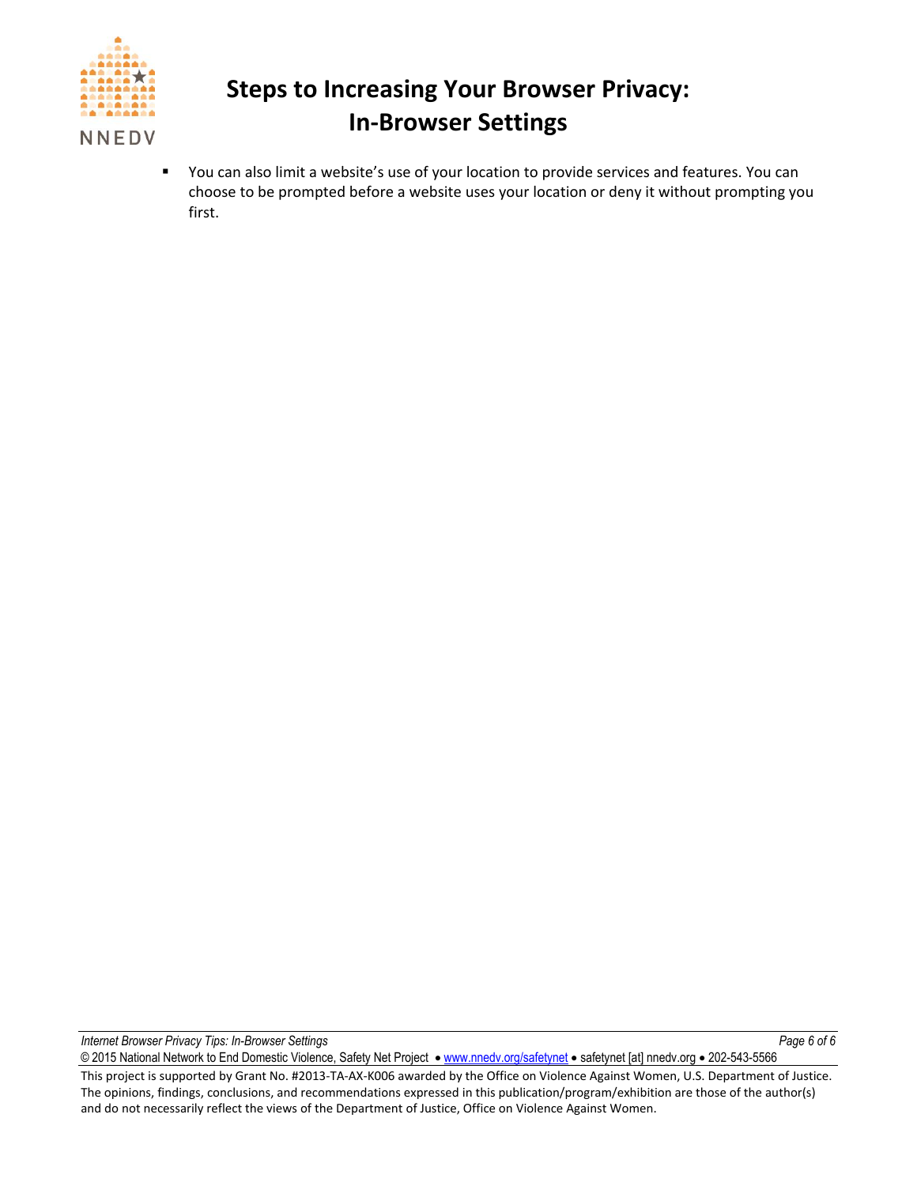# Steps to Increasing Your Browser Privacy: In-Browser Settings

- You can also limit a website's use of your location to provide services and features. You can choose to be prompted before a website uses your location or deny it without prompting you first.

This project is supported by Grant No. #2013-TA-AX-K006 awarded by the Office on Violence Against Women, U.S. Department of Justice. The opinions, findings, conclusions, and recommendations expressed in this publication/program/exhibition are those of the author(s) and do not necessarily reflect the views of the Department of Justice, Office on Violence Against Women.